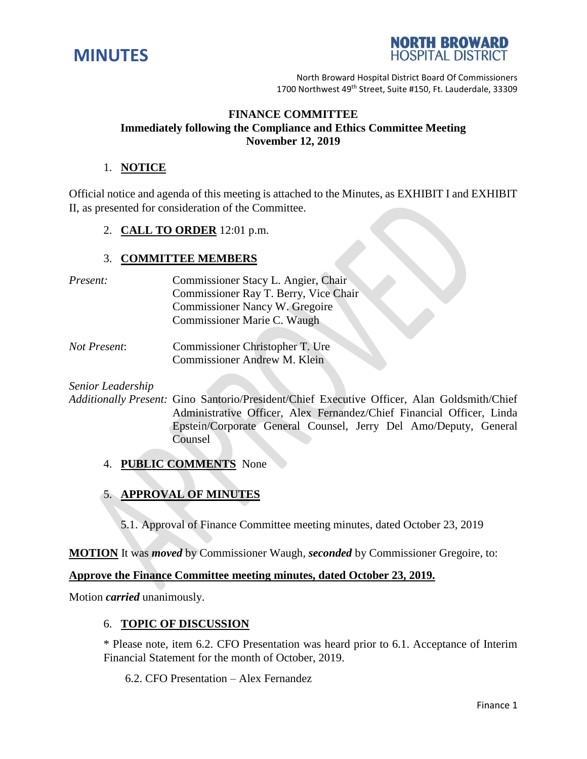# MINUTES

**NORTH BROWARD HOSPITAL DISTRICT**

North Broward Hospital District Board Of Commissioners
1700 Northwest 49th Street, Suite #150, Ft. Lauderdale, 33309

**FINANCE COMMITTEE**
**Immediately following the Compliance and Ethics Committee Meeting**
**November 12, 2019**

1. **NOTICE**

Official notice and agenda of this meeting is attached to the Minutes, as EXHIBIT I and EXHIBIT II, as presented for consideration of the Committee.

2. **CALL TO ORDER** 12:01 p.m.

3. **COMMITTEE MEMBERS**

*Present:*
Commissioner Stacy L. Angier, Chair
Commissioner Ray T. Berry, Vice Chair
Commissioner Nancy W. Gregoire
Commissioner Marie C. Waugh

*Not Present*:
Commissioner Christopher T. Ure
Commissioner Andrew M. Klein

*Senior Leadership Additionally Present:* Gino Santorio/President/Chief Executive Officer, Alan Goldsmith/Chief Administrative Officer, Alex Fernandez/Chief Financial Officer, Linda Epstein/Corporate General Counsel, Jerry Del Amo/Deputy, General Counsel

4. **PUBLIC COMMENTS** None

5. **APPROVAL OF MINUTES**

5.1. Approval of Finance Committee meeting minutes, dated October 23, 2019

**MOTION** It was ***moved*** by Commissioner Waugh, ***seconded*** by Commissioner Gregoire, to:

**Approve the Finance Committee meeting minutes, dated October 23, 2019.**

Motion ***carried*** unanimously.

6. **TOPIC OF DISCUSSION**

\* Please note, item 6.2. CFO Presentation was heard prior to 6.1. Acceptance of Interim Financial Statement for the month of October, 2019.

6.2. CFO Presentation – Alex Fernandez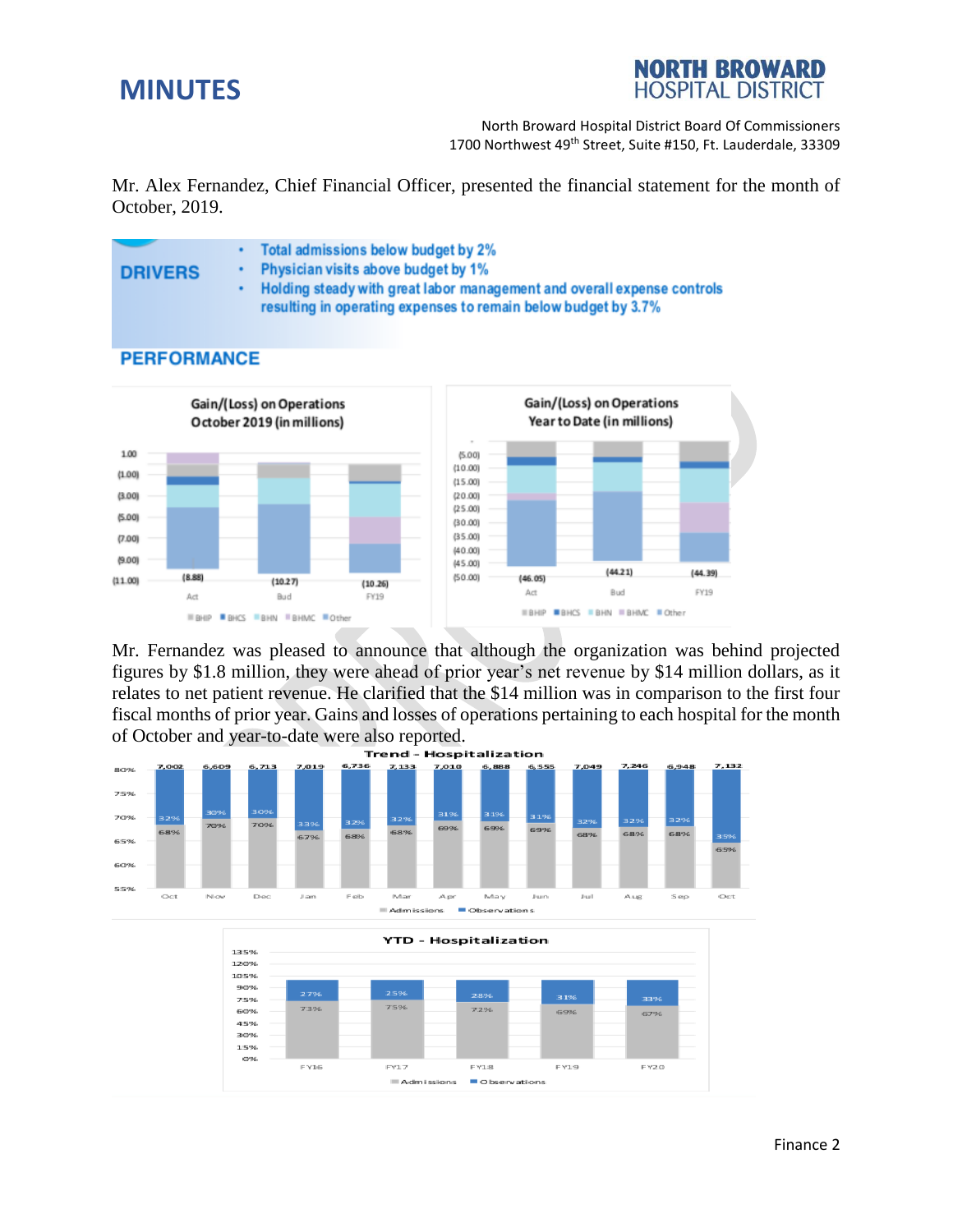Mr. Alex Fernandez, Chief Financial Officer, presented the financial statement for the month of October, 2019.

**DRIVERS**

- Total admissions below budget by 2%
- Physician visits above budget by 1%
- Holding steady with great labor management and overall expense controls resulting in operating expenses to remain below budget by 3.7%

**PERFORMANCE**

Gain/(Loss) on Operations October 2019 (in millions)

| | Act | Bud | FY19 |
|---|---|---|---|
| Total | (8.88) | (10.27) | (10.26) |

Gain/(Loss) on Operations Year to Date (in millions)

| | Act | Bud | FY19 |
|---|---|---|---|
| Total | (46.05) | (44.21) | (44.39) |

BHIP, BHCS, BHN, BHMC, Other

Mr. Fernandez was pleased to announce that although the organization was behind projected figures by $1.8 million, they were ahead of prior year's net revenue by $14 million dollars, as it relates to net patient revenue. He clarified that the $14 million was in comparison to the first four fiscal months of prior year. Gains and losses of operations pertaining to each hospital for the month of October and year-to-date were also reported.

Trend - Hospitalization

| | Oct | Nov | Dec | Jan | Feb | Mar | Apr | May | Jun | Jul | Aug | Sep | Oct |
|---|---|---|---|---|---|---|---|---|---|---|---|---|---|
| Total | 7,002 | 6,609 | 6,713 | 7,019 | 6,736 | 7,133 | 7,010 | 6,888 | 6,555 | 7,049 | 7,246 | 6,948 | 7,132 |
| Admissions | 68% | 70% | 70% | 67% | 68% | 68% | 69% | 69% | 69% | 68% | 68% | 68% | 65% |
| Observations | 32% | 30% | 30% | 33% | 32% | 32% | 31% | 31% | 31% | 32% | 32% | 32% | 35% |

YTD - Hospitalization

| | FY16 | FY17 | FY18 | FY19 | FY20 |
|---|---|---|---|---|---|
| Admissions | 73% | 75% | 72% | 69% | 67% |
| Observations | 27% | 25% | 28% | 31% | 33% |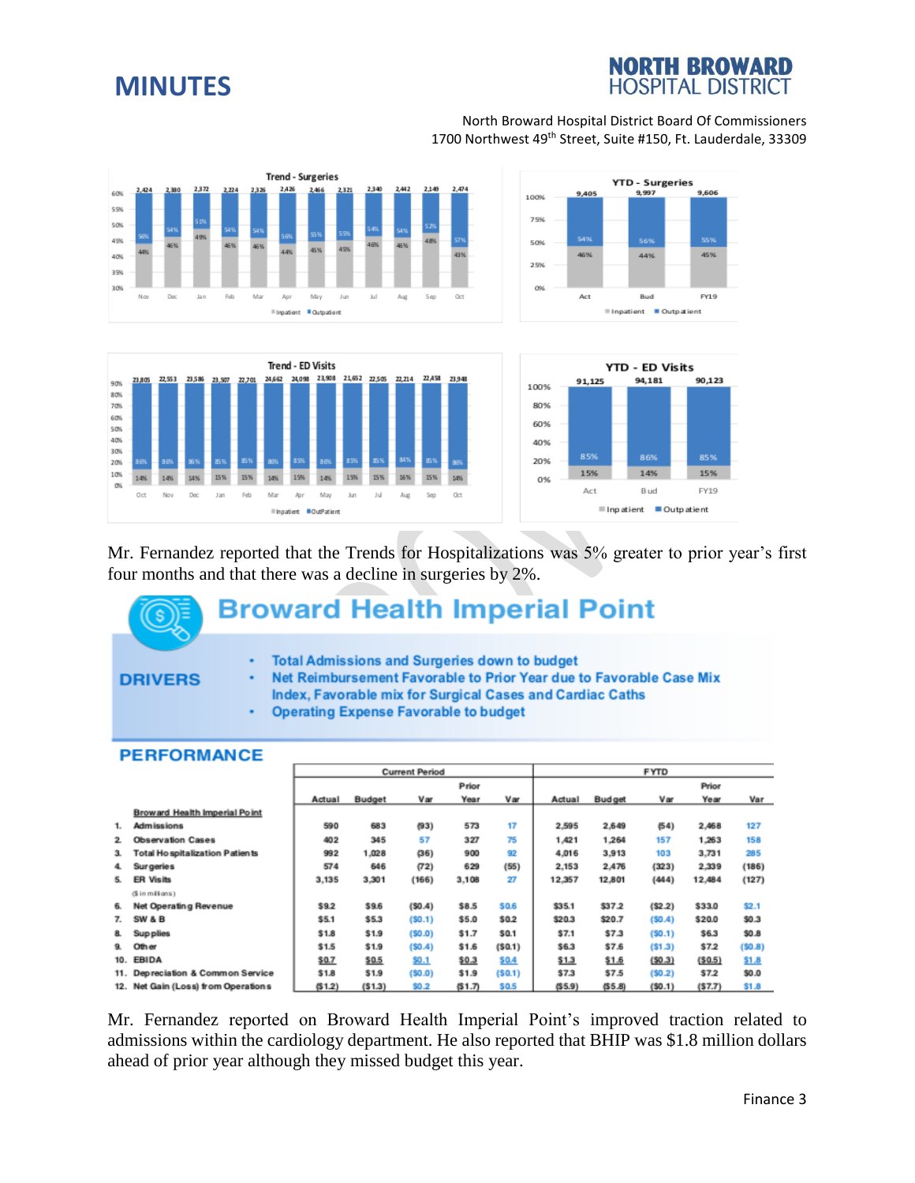**Trend - Surgeries**

| | Nov | Dec | Jan | Feb | Mar | Apr | May | Jun | Jul | Aug | Sep | Oct |
|---|---|---|---|---|---|---|---|---|---|---|---|---|
| Total | 2,424 | 2,380 | 2,372 | 2,224 | 2,326 | 2,426 | 2,466 | 2,321 | 2,340 | 2,442 | 2,149 | 2,474 |
| Outpatient | 56% | 54% | 51% | 54% | 54% | 56% | 55% | 55% | 54% | 54% | 52% | 57% |
| Inpatient | 44% | 46% | 49% | 46% | 46% | 44% | 45% | 45% | 46% | 46% | 48% | 43% |

**YTD - Surgeries**

| | Act | Bud | FY19 |
|---|---|---|---|
| Total | 9,405 | 9,997 | 9,606 |
| Outpatient | 54% | 56% | 55% |
| Inpatient | 46% | 44% | 45% |

**Trend - ED Visits**

| | Oct | Nov | Dec | Jan | Feb | Mar | Apr | May | Jun | Jul | Aug | Sep | Oct |
|---|---|---|---|---|---|---|---|---|---|---|---|---|---|
| Total | 23,805 | 22,553 | 23,586 | 23,507 | 22,701 | 24,662 | 24,098 | 23,908 | 21,652 | 22,505 | 22,214 | 22,458 | 23,948 |
| OutPatient | 86% | 86% | 86% | 85% | 85% | 86% | 85% | 86% | 85% | 85% | 84% | 85% | 86% |
| Inpatient | 14% | 14% | 14% | 15% | 15% | 14% | 15% | 14% | 15% | 15% | 16% | 15% | 14% |

**YTD - ED Visits**

| | Act | Bud | FY19 |
|---|---|---|---|
| Total | 91,125 | 94,181 | 90,123 |
| Outpatient | 85% | 86% | 85% |
| Inpatient | 15% | 14% | 15% |

Mr. Fernandez reported that the Trends for Hospitalizations was 5% greater to prior year's first four months and that there was a decline in surgeries by 2%.

## Broward Health Imperial Point

**DRIVERS**

- Total Admissions and Surgeries down to budget
- Net Reimbursement Favorable to Prior Year due to Favorable Case Mix Index, Favorable mix for Surgical Cases and Cardiac Caths
- Operating Expense Favorable to budget

**PERFORMANCE**

| | | Current Period | | | | | FYTD | | | | |
|---|---|---|---|---|---|---|---|---|---|---|---|
| | | Actual | Budget | Var | Prior Year | Var | Actual | Budget | Var | Prior Year | Var |
| | **Broward Health Imperial Point** | | | | | | | | | | |
| 1. | Admissions | 590 | 683 | (93) | 573 | 17 | 2,595 | 2,649 | (54) | 2,468 | 127 |
| 2. | Observation Cases | 402 | 345 | 57 | 327 | 75 | 1,421 | 1,264 | 157 | 1,263 | 158 |
| 3. | Total Hospitalization Patients | 992 | 1,028 | (36) | 900 | 92 | 4,016 | 3,913 | 103 | 3,731 | 285 |
| 4. | Surgeries | 574 | 646 | (72) | 629 | (55) | 2,153 | 2,476 | (323) | 2,339 | (186) |
| 5. | ER Visits | 3,135 | 3,301 | (166) | 3,108 | 27 | 12,357 | 12,801 | (444) | 12,484 | (127) |
| | ($ in millions) | | | | | | | | | | |
| 6. | Net Operating Revenue | $9.2 | $9.6 | ($0.4) | $8.5 | $0.6 | $35.1 | $37.2 | ($2.2) | $33.0 | $2.1 |
| 7. | SW & B | $5.1 | $5.3 | ($0.1) | $5.0 | $0.2 | $20.3 | $20.7 | ($0.4) | $20.0 | $0.3 |
| 8. | Supplies | $1.8 | $1.9 | ($0.0) | $1.7 | $0.1 | $7.1 | $7.3 | ($0.1) | $6.3 | $0.8 |
| 9. | Other | $1.5 | $1.9 | ($0.4) | $1.6 | ($0.1) | $6.3 | $7.6 | ($1.3) | $7.2 | ($0.8) |
| 10. | EBIDA | $0.7 | $0.5 | $0.1 | $0.3 | $0.4 | $1.3 | $1.6 | ($0.3) | ($0.5) | $1.8 |
| 11. | Depreciation & Common Service | $1.8 | $1.9 | ($0.0) | $1.9 | ($0.1) | $7.3 | $7.5 | ($0.2) | $7.2 | $0.0 |
| 12. | Net Gain (Loss) from Operations | ($1.2) | ($1.3) | $0.2 | ($1.7) | $0.5 | ($5.9) | ($5.8) | ($0.1) | ($7.7) | $1.8 |

Mr. Fernandez reported on Broward Health Imperial Point's improved traction related to admissions within the cardiology department. He also reported that BHIP was $1.8 million dollars ahead of prior year although they missed budget this year.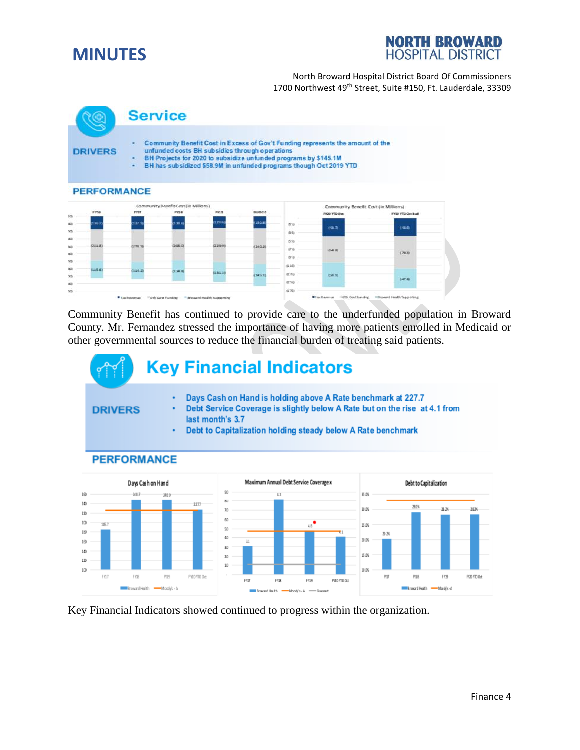## Service

**DRIVERS**

- Community Benefit Cost in Excess of Gov't Funding represents the amount of the unfunded costs BH subsidies through operations
- BH Projects for 2020 to subsidize unfunded programs by $145.1M
- BH has subsidized $58.9M in unfunded programs though Oct 2019 YTD

**PERFORMANCE**

Community Benefit has continued to provide care to the underfunded population in Broward County. Mr. Fernandez stressed the importance of having more patients enrolled in Medicaid or other governmental sources to reduce the financial burden of treating said patients.

## Key Financial Indicators

**DRIVERS**

- Days Cash on Hand is holding above A Rate benchmark at 227.7
- Debt Service Coverage is slightly below A Rate but on the rise at 4.1 from last month's 3.7
- Debt to Capitalization holding steady below A Rate benchmark

**PERFORMANCE**

Key Financial Indicators showed continued to progress within the organization.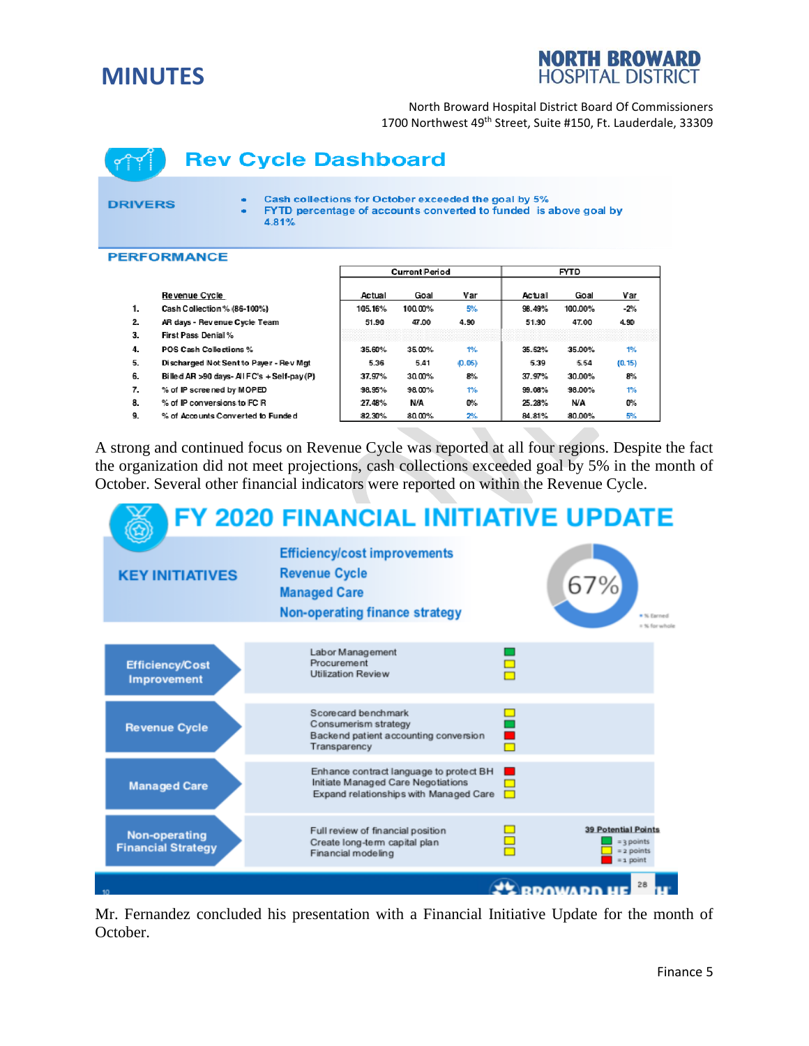# MINUTES

**NORTH BROWARD HOSPITAL DISTRICT**

North Broward Hospital District Board Of Commissioners
1700 Northwest 49th Street, Suite #150, Ft. Lauderdale, 33309

## Rev Cycle Dashboard

**DRIVERS**

- Cash collections for October exceeded the goal by 5%
- FYTD percentage of accounts converted to funded is above goal by 4.81%

**PERFORMANCE**

| | Revenue Cycle | Current Period | | | FYTD | | |
|---|---|---|---|---|---|---|---|
| | | Actual | Goal | Var | Actual | Goal | Var |
| 1. | Cash Collection % (86-100%) | 105.16% | 100.00% | 5% | 98.49% | 100.00% | -2% |
| 2. | AR days - Revenue Cycle Team | 51.90 | 47.00 | 4.90 | 51.90 | 47.00 | 4.90 |
| 3. | First Pass Denial % | | | | | | |
| 4. | POS Cash Collections % | 35.60% | 35.00% | 1% | 35.62% | 35.00% | 1% |
| 5. | Discharged Not Sent to Payer - Rev Mgt | 5.36 | 5.41 | (0.05) | 5.39 | 5.54 | (0.15) |
| 6. | Billed AR >90 days- All FC's + Self-pay (P) | 37.97% | 30.00% | 8% | 37.97% | 30.00% | 8% |
| 7. | % of IP screened by MOPED | 98.95% | 98.00% | 1% | 99.08% | 98.00% | 1% |
| 8. | % of IP conversions to FC R | 27.48% | N/A | 0% | 25.28% | N/A | 0% |
| 9. | % of Accounts Converted to Funded | 82.30% | 80.00% | 2% | 84.81% | 80.00% | 5% |

A strong and continued focus on Revenue Cycle was reported at all four regions. Despite the fact the organization did not meet projections, cash collections exceeded goal by 5% in the month of October. Several other financial indicators were reported on within the Revenue Cycle.

## FY 2020 FINANCIAL INITIATIVE UPDATE

**KEY INITIATIVES**

- Efficiency/cost improvements
- Revenue Cycle
- Managed Care
- Non-operating finance strategy

67% (% Earned / % for whole)

| Initiative | Item | Status |
|---|---|---|
| Efficiency/Cost Improvement | Labor Management | Green |
| | Procurement | Yellow |
| | Utilization Review | Yellow |
| Revenue Cycle | Scorecard benchmark | Yellow |
| | Consumerism strategy | Green |
| | Backend patient accounting conversion | Red |
| | Transparency | Yellow |
| Managed Care | Enhance contract language to protect BH | Red |
| | Initiate Managed Care Negotiations | Yellow |
| | Expand relationships with Managed Care | Yellow |
| Non-operating Financial Strategy | Full review of financial position | Yellow |
| | Create long-term capital plan | Yellow |
| | Financial modeling | Yellow |

**39 Potential Points**
- Green = 3 points
- Yellow = 2 points
- Red = 1 point

Mr. Fernandez concluded his presentation with a Financial Initiative Update for the month of October.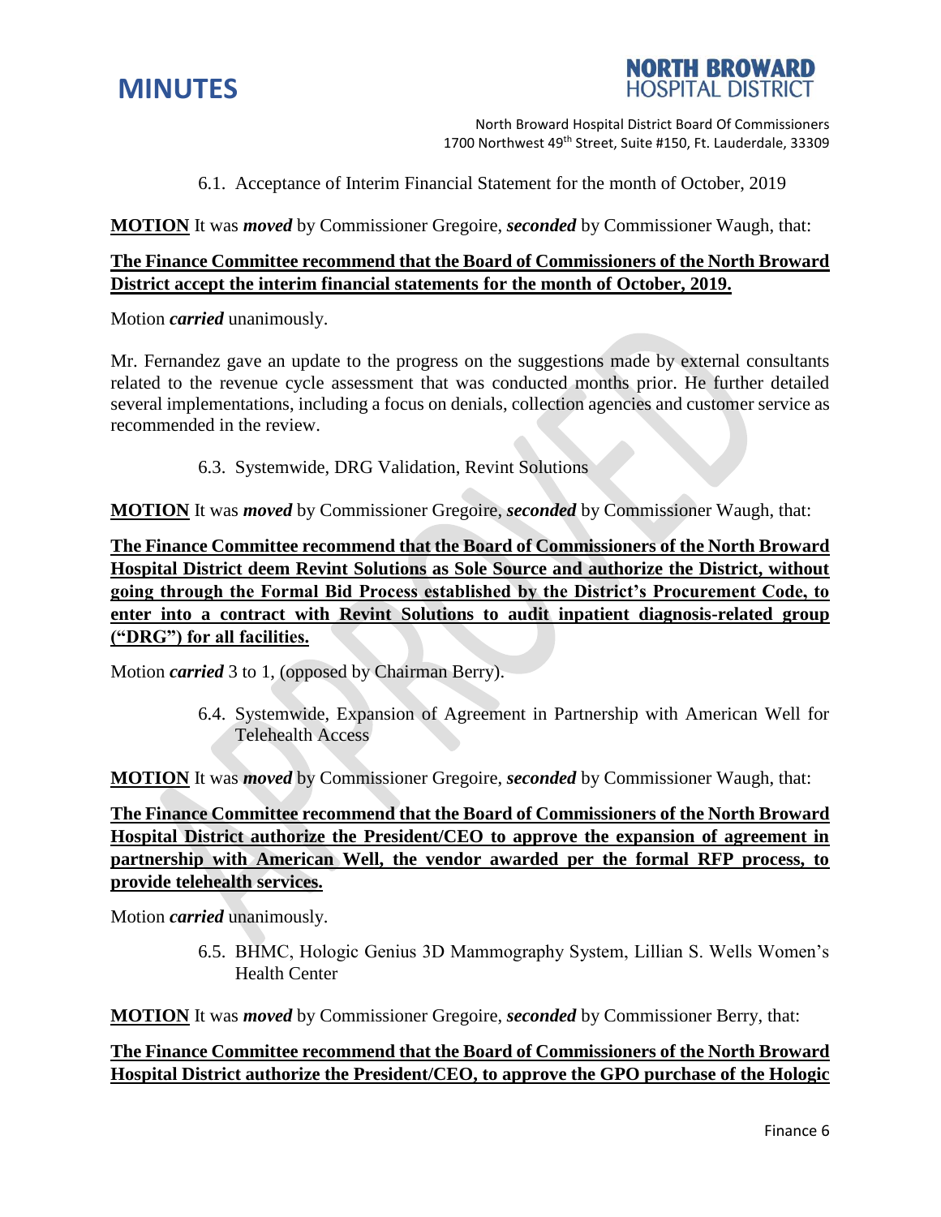6.1. Acceptance of Interim Financial Statement for the month of October, 2019

**MOTION** It was ***moved*** by Commissioner Gregoire, ***seconded*** by Commissioner Waugh, that:

**The Finance Committee recommend that the Board of Commissioners of the North Broward District accept the interim financial statements for the month of October, 2019.**

Motion ***carried*** unanimously.

Mr. Fernandez gave an update to the progress on the suggestions made by external consultants related to the revenue cycle assessment that was conducted months prior. He further detailed several implementations, including a focus on denials, collection agencies and customer service as recommended in the review.

6.3. Systemwide, DRG Validation, Revint Solutions

**MOTION** It was ***moved*** by Commissioner Gregoire, ***seconded*** by Commissioner Waugh, that:

**The Finance Committee recommend that the Board of Commissioners of the North Broward Hospital District deem Revint Solutions as Sole Source and authorize the District, without going through the Formal Bid Process established by the District's Procurement Code, to enter into a contract with Revint Solutions to audit inpatient diagnosis-related group ("DRG") for all facilities.**

Motion ***carried*** 3 to 1, (opposed by Chairman Berry).

6.4. Systemwide, Expansion of Agreement in Partnership with American Well for Telehealth Access

**MOTION** It was ***moved*** by Commissioner Gregoire, ***seconded*** by Commissioner Waugh, that:

**The Finance Committee recommend that the Board of Commissioners of the North Broward Hospital District authorize the President/CEO to approve the expansion of agreement in partnership with American Well, the vendor awarded per the formal RFP process, to provide telehealth services.**

Motion ***carried*** unanimously.

6.5. BHMC, Hologic Genius 3D Mammography System, Lillian S. Wells Women's Health Center

**MOTION** It was ***moved*** by Commissioner Gregoire, ***seconded*** by Commissioner Berry, that:

**The Finance Committee recommend that the Board of Commissioners of the North Broward Hospital District authorize the President/CEO, to approve the GPO purchase of the Hologic**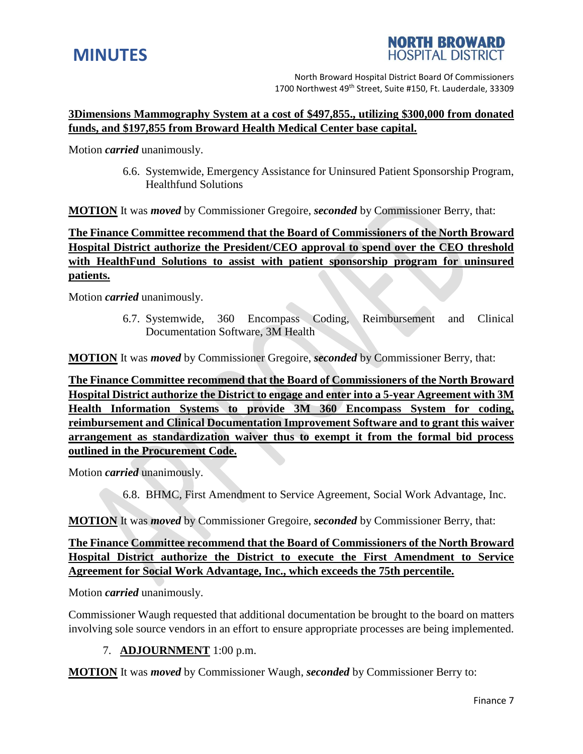**3Dimensions Mammography System at a cost of $497,855., utilizing $300,000 from donated funds, and $197,855 from Broward Health Medical Center base capital.**

Motion ***carried*** unanimously.

6.6. Systemwide, Emergency Assistance for Uninsured Patient Sponsorship Program, Healthfund Solutions

**MOTION** It was ***moved*** by Commissioner Gregoire, ***seconded*** by Commissioner Berry, that:

**The Finance Committee recommend that the Board of Commissioners of the North Broward Hospital District authorize the President/CEO approval to spend over the CEO threshold with HealthFund Solutions to assist with patient sponsorship program for uninsured patients.**

Motion ***carried*** unanimously.

6.7. Systemwide, 360 Encompass Coding, Reimbursement and Clinical Documentation Software, 3M Health

**MOTION** It was ***moved*** by Commissioner Gregoire, ***seconded*** by Commissioner Berry, that:

**The Finance Committee recommend that the Board of Commissioners of the North Broward Hospital District authorize the District to engage and enter into a 5-year Agreement with 3M Health Information Systems to provide 3M 360 Encompass System for coding, reimbursement and Clinical Documentation Improvement Software and to grant this waiver arrangement as standardization waiver thus to exempt it from the formal bid process outlined in the Procurement Code.**

Motion ***carried*** unanimously.

6.8. BHMC, First Amendment to Service Agreement, Social Work Advantage, Inc.

**MOTION** It was ***moved*** by Commissioner Gregoire, ***seconded*** by Commissioner Berry, that:

**The Finance Committee recommend that the Board of Commissioners of the North Broward Hospital District authorize the District to execute the First Amendment to Service Agreement for Social Work Advantage, Inc., which exceeds the 75th percentile.**

Motion ***carried*** unanimously.

Commissioner Waugh requested that additional documentation be brought to the board on matters involving sole source vendors in an effort to ensure appropriate processes are being implemented.

7. **ADJOURNMENT** 1:00 p.m.

**MOTION** It was ***moved*** by Commissioner Waugh, ***seconded*** by Commissioner Berry to: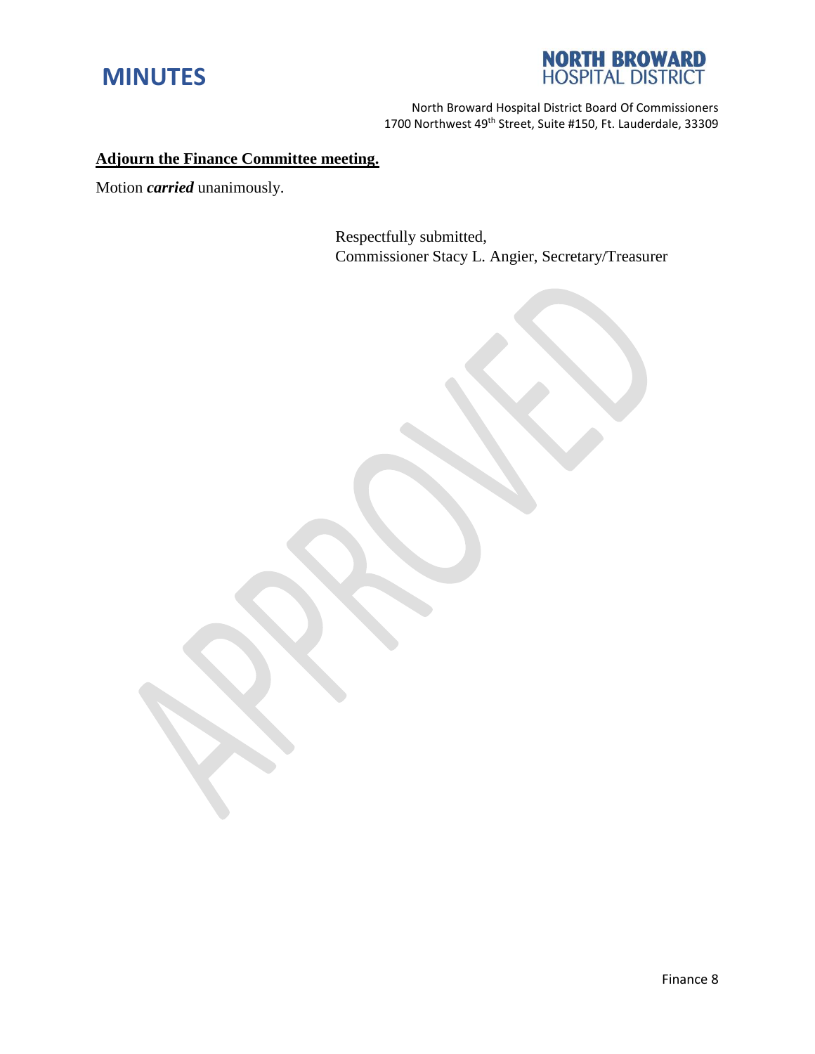**Adjourn the Finance Committee meeting.**

Motion ***carried*** unanimously.

Respectfully submitted,
Commissioner Stacy L. Angier, Secretary/Treasurer

APPROVED